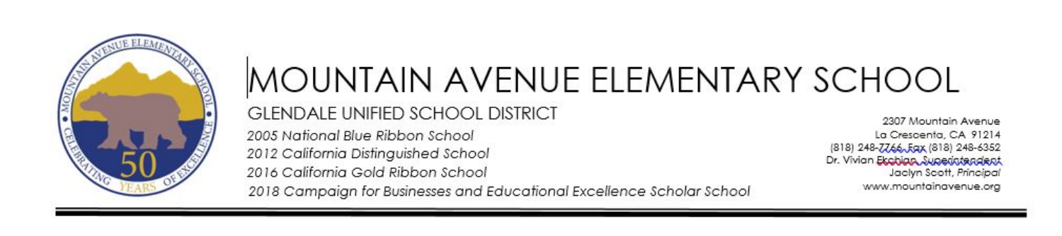# MOUNTAIN AVENUE ELEMENTARY SCHOOL

GLENDALE UNIFIED SCHOOL DISTRICT

*2005 National Blue Ribbon School*
*2012 California Distinguished School*
*2016 California Gold Ribbon School*
*2018 Campaign for Businesses and Educational Excellence Scholar School*

2307 Mountain Avenue
La Crescenta, CA 91214
(818) 248-7766, Fax (818) 248-6352
Dr. Vivian Ekchian, Superintendent
Jaclyn Scott, *Principal*
www.mountainavenue.org

---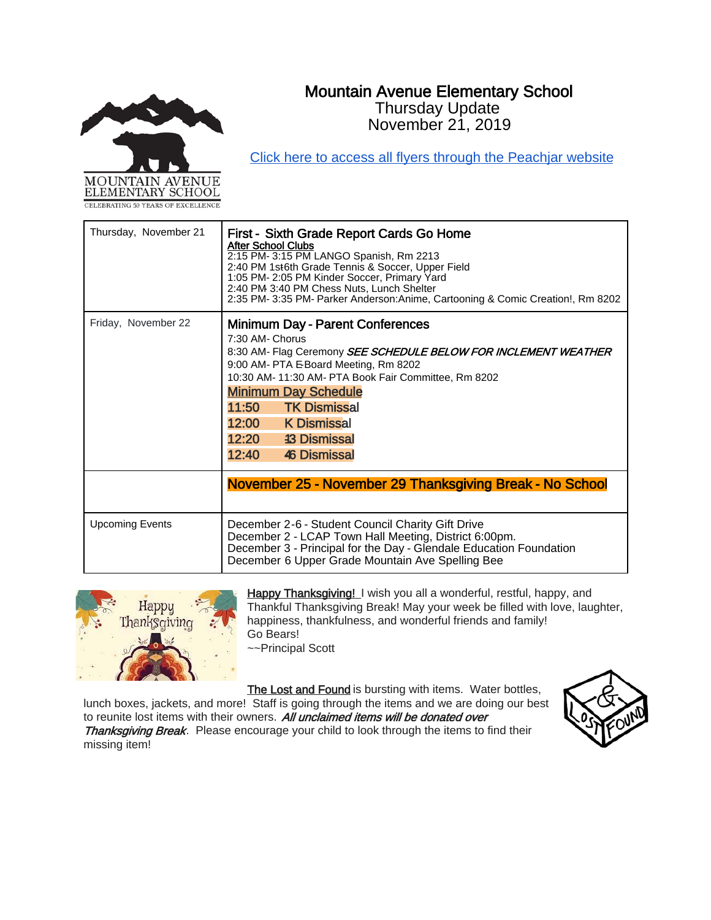# Mountain Avenue Elementary School

Thursday Update
November 21, 2019

[Click here to access all flyers through the Peachjar website]

| | |
|---|---|
| Thursday, November 21 | **First - Sixth Grade Report Cards Go Home**<br>**After School Clubs**<br>2:15 PM- 3:15 PM LANGO Spanish, Rm 2213<br>2:40 PM 1st-6th Grade Tennis & Soccer, Upper Field<br>1:05 PM- 2:05 PM Kinder Soccer, Primary Yard<br>2:40 PM- 3:40 PM Chess Nuts, Lunch Shelter<br>2:35 PM- 3:35 PM- Parker Anderson:Anime, Cartooning & Comic Creation!, Rm 8202 |
| Friday, November 22 | **Minimum Day - Parent Conferences**<br>7:30 AM- Chorus<br>8:30 AM- Flag Ceremony *SEE SCHEDULE BELOW FOR INCLEMENT WEATHER*<br>9:00 AM- PTA E-Board Meeting, Rm 8202<br>10:30 AM- 11:30 AM- PTA Book Fair Committee, Rm 8202<br>**Minimum Day Schedule**<br>11:50 TK Dismissal<br>12:00 K Dismissal<br>12:20 1-3 Dismissal<br>12:40 4-6 Dismissal |
| | **November 25 - November 29 Thanksgiving Break - No School** |
| Upcoming Events | December 2-6 - Student Council Charity Gift Drive<br>December 2 - LCAP Town Hall Meeting, District 6:00pm.<br>December 3 - Principal for the Day - Glendale Education Foundation<br>December 6 Upper Grade Mountain Ave Spelling Bee |

**Happy Thanksgiving!** I wish you all a wonderful, restful, happy, and Thankful Thanksgiving Break! May your week be filled with love, laughter, happiness, thankfulness, and wonderful friends and family!
Go Bears!
~~Principal Scott

**The Lost and Found** is bursting with items. Water bottles, lunch boxes, jackets, and more! Staff is going through the items and we are doing our best to reunite lost items with their owners. *All unclaimed items will be donated over Thanksgiving Break*. Please encourage your child to look through the items to find their missing item!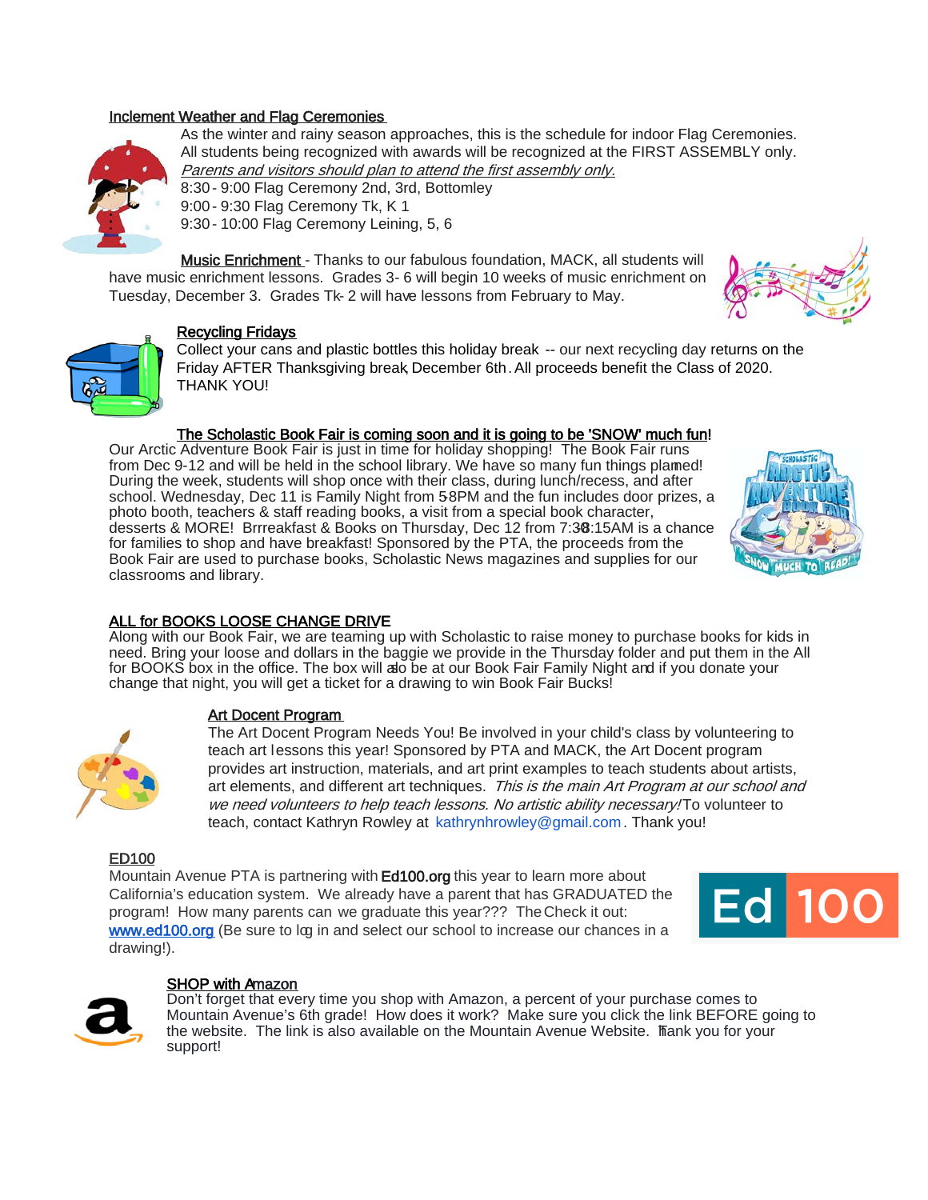### Inclement Weather and Flag Ceremonies

As the winter and rainy season approaches, this is the schedule for indoor Flag Ceremonies. All students being recognized with awards will be recognized at the FIRST ASSEMBLY only. *Parents and visitors should plan to attend the first assembly only.*

8:30 - 9:00 Flag Ceremony 2nd, 3rd, Bottomley
9:00 - 9:30 Flag Ceremony Tk, K 1
9:30 - 10:00 Flag Ceremony Leining, 5, 6

**Music Enrichment** - Thanks to our fabulous foundation, MACK, all students will have music enrichment lessons. Grades 3- 6 will begin 10 weeks of music enrichment on Tuesday, December 3. Grades Tk- 2 will have lessons from February to May.

### Recycling Fridays

Collect your cans and plastic bottles this holiday break -- our next recycling day returns on the Friday AFTER Thanksgiving break, December 6th. All proceeds benefit the Class of 2020. THANK YOU!

### The Scholastic Book Fair is coming soon and it is going to be 'SNOW' much fun!

Our Arctic Adventure Book Fair is just in time for holiday shopping! The Book Fair runs from Dec 9-12 and will be held in the school library. We have so many fun things planned! During the week, students will shop once with their class, during lunch/recess, and after school. Wednesday, Dec 11 is Family Night from 5-8PM and the fun includes door prizes, a photo booth, teachers & staff reading books, a visit from a special book character, desserts & MORE! Brrreakfast & Books on Thursday, Dec 12 from 7:30-8:15AM is a chance for families to shop and have breakfast! Sponsored by the PTA, the proceeds from the Book Fair are used to purchase books, Scholastic News magazines and supplies for our classrooms and library.

### ALL for BOOKS LOOSE CHANGE DRIVE

Along with our Book Fair, we are teaming up with Scholastic to raise money to purchase books for kids in need. Bring your loose and dollars in the baggie we provide in the Thursday folder and put them in the All for BOOKS box in the office. The box will also be at our Book Fair Family Night and if you donate your change that night, you will get a ticket for a drawing to win Book Fair Bucks!

### Art Docent Program

The Art Docent Program Needs You! Be involved in your child's class by volunteering to teach art lessons this year! Sponsored by PTA and MACK, the Art Docent program provides art instruction, materials, and art print examples to teach students about artists, art elements, and different art techniques. *This is the main Art Program at our school and we need volunteers to help teach lessons. No artistic ability necessary!* To volunteer to teach, contact Kathryn Rowley at kathrynhrowley@gmail.com. Thank you!

### ED100

Mountain Avenue PTA is partnering with Ed100.org this year to learn more about California's education system. We already have a parent that has GRADUATED the program! How many parents can we graduate this year??? The Check it out: www.ed100.org (Be sure to log in and select our school to increase our chances in a drawing!).

Ed 100

### SHOP with Amazon

Don't forget that every time you shop with Amazon, a percent of your purchase comes to Mountain Avenue's 6th grade! How does it work? Make sure you click the link BEFORE going to the website. The link is also available on the Mountain Avenue Website. Thank you for your support!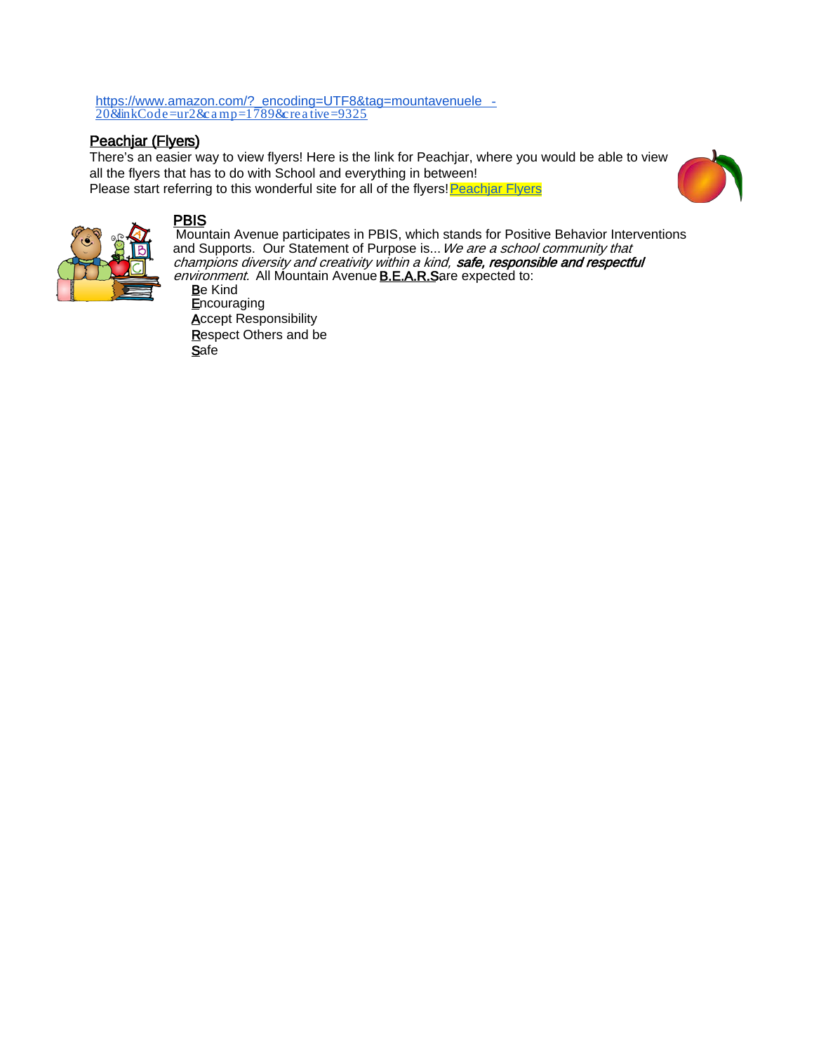https://www.amazon.com/?_encoding=UTF8&tag=mountavenuele_-20&linkCode=ur2&camp=1789&creative=9325

## Peachjar (Flyers)

There's an easier way to view flyers! Here is the link for Peachjar, where you would be able to view all the flyers that has to do with School and everything in between!
Please start referring to this wonderful site for all of the flyers! Peachjar Flyers

## PBIS

Mountain Avenue participates in PBIS, which stands for Positive Behavior Interventions and Supports. Our Statement of Purpose is... *We are a school community that champions diversity and creativity within a kind,* ***safe, responsible and respectful*** *environment.* All Mountain Avenue **B.E.A.R.S** are expected to:

**B**e Kind
**E**ncouraging
**A**ccept Responsibility
**R**espect Others and be
**S**afe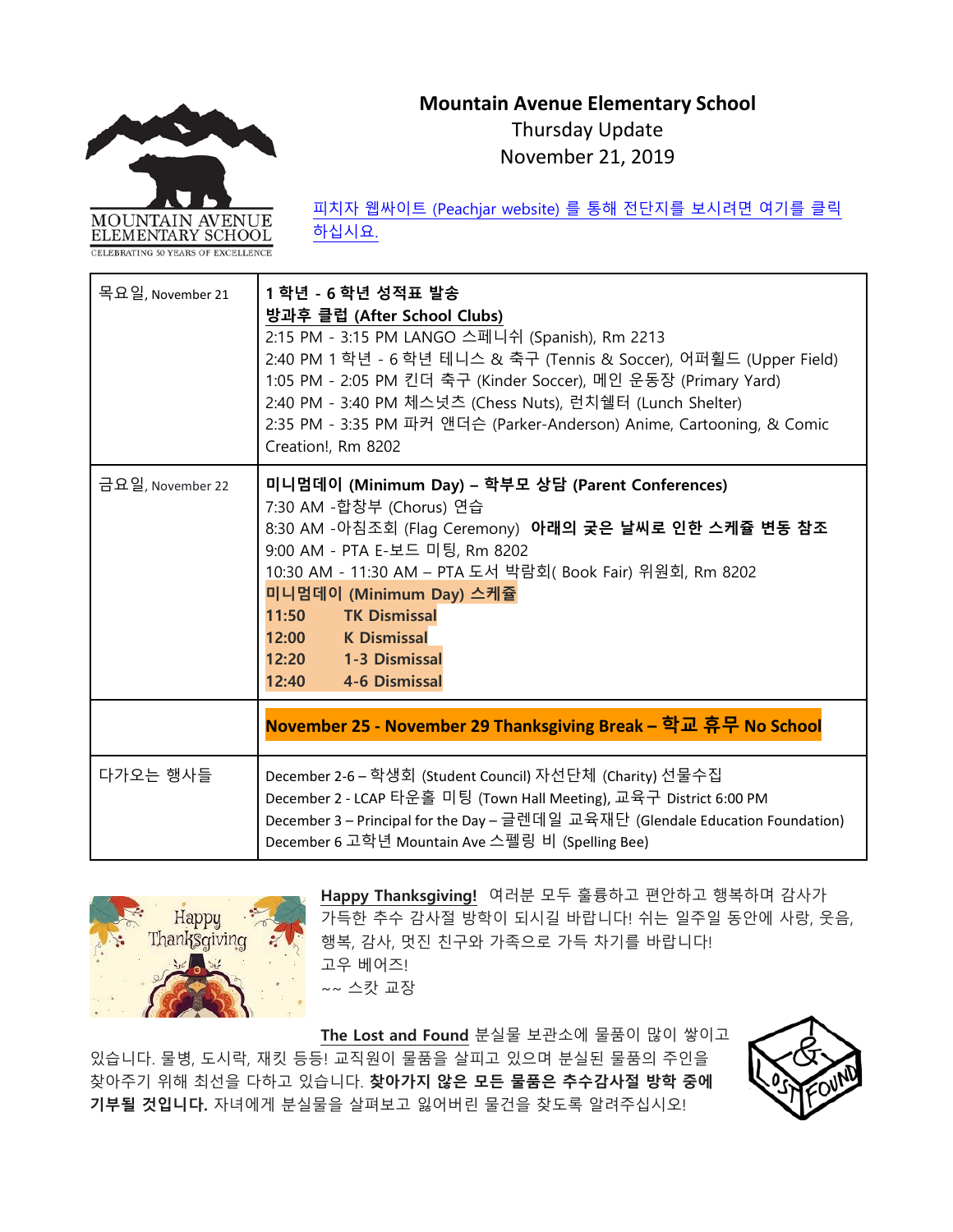# Mountain Avenue Elementary School

Thursday Update

November 21, 2019

[피치자 웹싸이트 (Peachjar website) 를 통해 전단지를 보시려면 여기를 클릭 하십시요.]

| | |
|---|---|
| 목요일, November 21 | **1 학년 - 6 학년 성적표 발송**<br>**방과후 클럽 (After School Clubs)**<br>2:15 PM - 3:15 PM LANGO 스페니쉬 (Spanish), Rm 2213<br>2:40 PM 1 학년 - 6 학년 테니스 & 축구 (Tennis & Soccer), 어퍼휠드 (Upper Field)<br>1:05 PM - 2:05 PM 킨더 축구 (Kinder Soccer), 메인 운동장 (Primary Yard)<br>2:40 PM - 3:40 PM 체스넛츠 (Chess Nuts), 런치쉘터 (Lunch Shelter)<br>2:35 PM - 3:35 PM 파커 앤더슨 (Parker-Anderson) Anime, Cartooning, & Comic Creation!, Rm 8202 |
| 금요일, November 22 | **미니멈데이 (Minimum Day) – 학부모 상담 (Parent Conferences)**<br>7:30 AM -합창부 (Chorus) 연습<br>8:30 AM -아침조회 (Flag Ceremony) **아래의 궂은 날씨로 인한 스케쥴 변동 참조**<br>9:00 AM - PTA E-보드 미팅, Rm 8202<br>10:30 AM - 11:30 AM – PTA 도서 박람회( Book Fair) 위원회, Rm 8202<br>**미니멈데이 (Minimum Day) 스케쥴**<br>**11:50 TK Dismissal**<br>**12:00 K Dismissal**<br>**12:20 1-3 Dismissal**<br>**12:40 4-6 Dismissal** |
| | **November 25 - November 29 Thanksgiving Break – 학교 휴무 No School** |
| 다가오는 행사들 | December 2-6 – 학생회 (Student Council) 자선단체 (Charity) 선물수집<br>December 2 - LCAP 타운홀 미팅 (Town Hall Meeting), 교육구 District 6:00 PM<br>December 3 – Principal for the Day – 글렌데일 교육재단 (Glendale Education Foundation)<br>December 6 고학년 Mountain Ave 스펠링 비 (Spelling Bee) |

**Happy Thanksgiving!** 여러분 모두 훌륭하고 편안하고 행복하며 감사가 가득한 추수 감사절 방학이 되시길 바랍니다! 쉬는 일주일 동안에 사랑, 웃음, 행복, 감사, 멋진 친구와 가족으로 가득 차기를 바랍니다!

고우 베어즈!

~~ 스캇 교장

**The Lost and Found** 분실물 보관소에 물품이 많이 쌓이고 있습니다. 물병, 도시락, 재킷 등등! 교직원이 물품을 살피고 있으며 분실된 물품의 주인을 찾아주기 위해 최선을 다하고 있습니다. **찾아가지 않은 모든 물품은 추수감사절 방학 중에 기부될 것입니다.** 자녀에게 분실물을 살펴보고 잃어버린 물건을 찾도록 알려주십시오!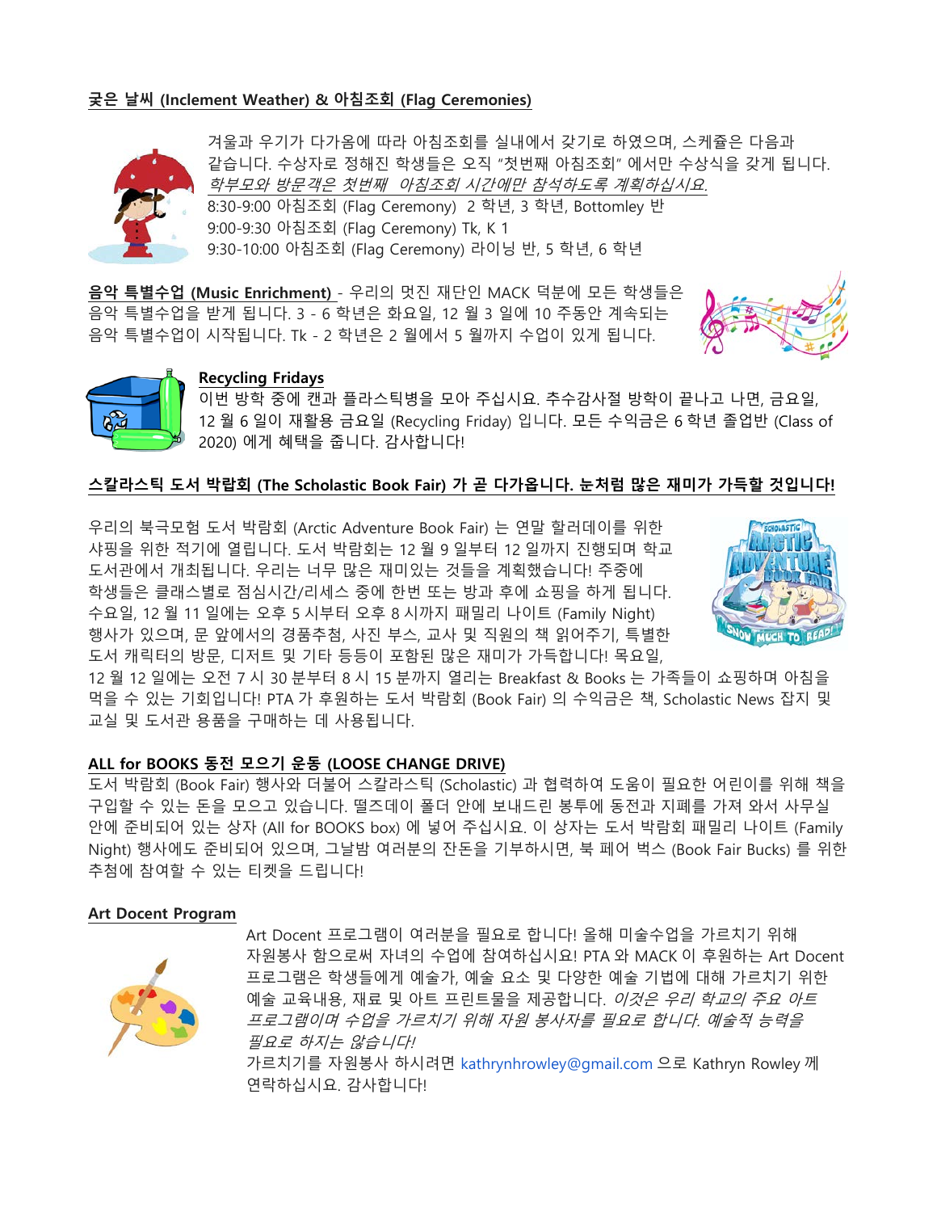**<u>궂은 날씨 (Inclement Weather) & 아침조회 (Flag Ceremonies)</u>**

겨울과 우기가 다가옴에 따라 아침조회를 실내에서 갖기로 하였으며, 스케쥴은 다음과 같습니다. 수상자로 정해진 학생들은 오직 "첫번째 아침조회" 에서만 수상식을 갖게 됩니다. *<u>학부모와 방문객은 첫번째 아침조회 시간에만 참석하도록 계획하십시요.</u>*

8:30-9:00 아침조회 (Flag Ceremony) 2 학년, 3 학년, Bottomley 반
9:00-9:30 아침조회 (Flag Ceremony) Tk, K 1
9:30-10:00 아침조회 (Flag Ceremony) 라이닝 반, 5 학년, 6 학년

**<u>음악 특별수업 (Music Enrichment)</u>** - 우리의 멋진 재단인 MACK 덕분에 모든 학생들은 음악 특별수업을 받게 됩니다. 3 - 6 학년은 화요일, 12 월 3 일에 10 주동안 계속되는 음악 특별수업이 시작됩니다. Tk - 2 학년은 2 월에서 5 월까지 수업이 있게 됩니다.

**<u>Recycling Fridays</u>**

이번 방학 중에 캔과 플라스틱병을 모아 주십시요. 추수감사절 방학이 끝나고 나면, 금요일, 12 월 6 일이 재활용 금요일 (Recycling Friday) 입니다. 모든 수익금은 6 학년 졸업반 (Class of 2020) 에게 혜택을 줍니다. 감사합니다!

**<u>스칼라스틱 도서 박람회 (The Scholastic Book Fair) 가 곧 다가옵니다. 눈처럼 많은 재미가 가득할 것입니다!</u>**

우리의 북극모험 도서 박람회 (Arctic Adventure Book Fair) 는 연말 할러데이를 위한 샤핑을 위한 적기에 열립니다. 도서 박람회는 12 월 9 일부터 12 일까지 진행되며 학교 도서관에서 개최됩니다. 우리는 너무 많은 재미있는 것들을 계획했습니다! 주중에 학생들은 클래스별로 점심시간/리세스 중에 한번 또는 방과 후에 쇼핑을 하게 됩니다. 수요일, 12 월 11 일에는 오후 5 시부터 오후 8 시까지 패밀리 나이트 (Family Night) 행사가 있으며, 문 앞에서의 경품추첨, 사진 부스, 교사 및 직원의 책 읽어주기, 특별한 도서 캐릭터의 방문, 디저트 및 기타 등등이 포함된 많은 재미가 가득합니다! 목요일, 12 월 12 일에는 오전 7 시 30 분부터 8 시 15 분까지 열리는 Breakfast & Books 는 가족들이 쇼핑하며 아침을 먹을 수 있는 기회입니다! PTA 가 후원하는 도서 박람회 (Book Fair) 의 수익금은 책, Scholastic News 잡지 및 교실 및 도서관 용품을 구매하는 데 사용됩니다.

**<u>ALL for BOOKS 동전 모으기 운동 (LOOSE CHANGE DRIVE)</u>**

도서 박람회 (Book Fair) 행사와 더불어 스칼라스틱 (Scholastic) 과 협력하여 도움이 필요한 어린이를 위해 책을 구입할 수 있는 돈을 모으고 있습니다. 떨즈데이 폴더 안에 보내드린 봉투에 동전과 지폐를 가져 와서 사무실 안에 준비되어 있는 상자 (All for BOOKS box) 에 넣어 주십시요. 이 상자는 도서 박람회 패밀리 나이트 (Family Night) 행사에도 준비되어 있으며, 그날밤 여러분의 잔돈을 기부하시면, 북 페어 벅스 (Book Fair Bucks) 를 위한 추첨에 참여할 수 있는 티켓을 드립니다!

**<u>Art Docent Program</u>**

Art Docent 프로그램이 여러분을 필요로 합니다! 올해 미술수업을 가르치기 위해 자원봉사 함으로써 자녀의 수업에 참여하십시요! PTA 와 MACK 이 후원하는 Art Docent 프로그램은 학생들에게 예술가, 예술 요소 및 다양한 예술 기법에 대해 가르치기 위한 예술 교육내용, 재료 및 아트 프린트물을 제공합니다. *이것은 우리 학교의 주요 아트 프로그램이며 수업을 가르치기 위해 자원 봉사자를 필요로 합니다. 예술적 능력을 필요로 하지는 않습니다!*

가르치기를 자원봉사 하시려면 kathrynhrowley@gmail.com 으로 Kathryn Rowley 께 연락하십시요. 감사합니다!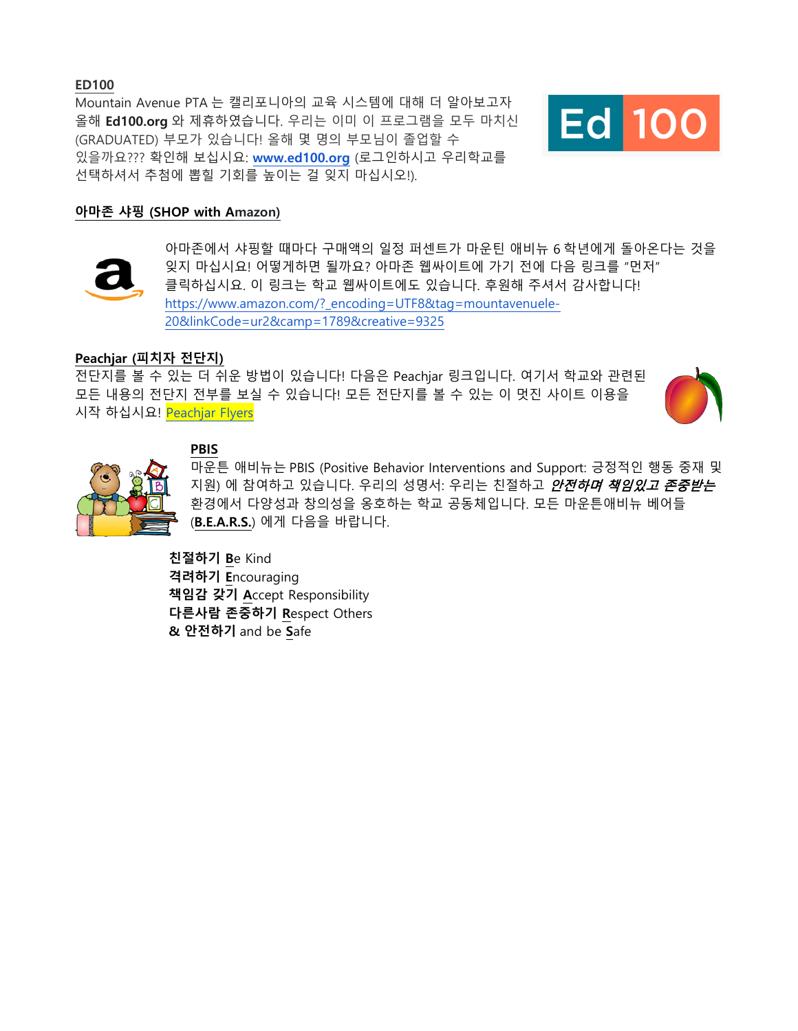**ED100**

Mountain Avenue PTA 는 캘리포니아의 교육 시스템에 대해 더 알아보고자 올해 **Ed100.org** 와 제휴하였습니다. 우리는 이미 이 프로그램을 모두 마치신 (GRADUATED) 부모가 있습니다! 올해 몇 명의 부모님이 졸업할 수 있을까요??? 확인해 보십시요: **www.ed100.org** (로그인하시고 우리학교를 선택하셔서 추첨에 뽑힐 기회를 높이는 걸 잊지 마십시오!).

**아마존 샤핑 (SHOP with Amazon)**

아마존에서 샤핑할 때마다 구매액의 일정 퍼센트가 마운틴 애비뉴 6 학년에게 돌아온다는 것을 잊지 마십시요! 어떻게하면 될까요? 아마존 웹싸이트에 가기 전에 다음 링크를 "먼저" 클릭하십시요. 이 링크는 학교 웹싸이트에도 있습니다. 후원해 주셔서 감사합니다!
https://www.amazon.com/?_encoding=UTF8&tag=mountavenuele-20&linkCode=ur2&camp=1789&creative=9325

**Peachjar (피치자 전단지)**

전단지를 볼 수 있는 더 쉬운 방법이 있습니다! 다음은 Peachjar 링크입니다. 여기서 학교와 관련된 모든 내용의 전단지 전부를 보실 수 있습니다! 모든 전단지를 볼 수 있는 이 멋진 사이트 이용을 시작 하십시요! Peachjar Flyers

**PBIS**

마운튼 애비뉴는 PBIS (Positive Behavior Interventions and Support: 긍정적인 행동 중재 및 지원) 에 참여하고 있습니다. 우리의 성명서: 우리는 친절하고 ***안전하며 책임있고 존중받는*** 환경에서 다양성과 창의성을 옹호하는 학교 공동체입니다. 모든 마운튼애비뉴 베어들 (**B.E.A.R.S.**) 에게 다음을 바랍니다.

**친절하기** **B**e Kind
**격려하기** **E**ncouraging
**책임감 갖기** **A**ccept Responsibility
**다른사람 존중하기** **R**espect Others
**& 안전하기** and be **S**afe